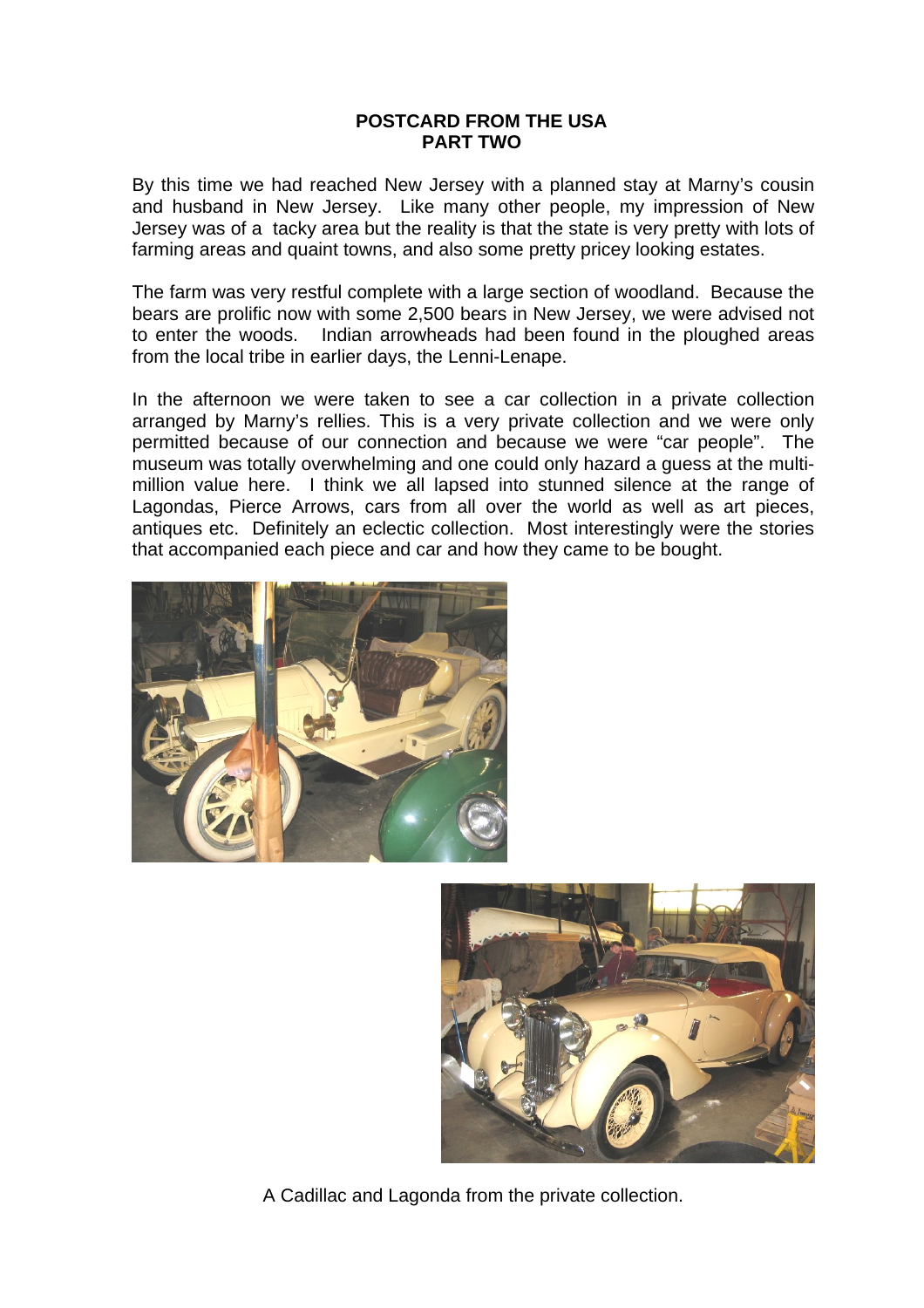# POSTCARD FROM THE USA
## PART TWO

By this time we had reached New Jersey with a planned stay at Marny's cousin and husband in New Jersey. Like many other people, my impression of New Jersey was of a tacky area but the reality is that the state is very pretty with lots of farming areas and quaint towns, and also some pretty pricey looking estates.

The farm was very restful complete with a large section of woodland. Because the bears are prolific now with some 2,500 bears in New Jersey, we were advised not to enter the woods. Indian arrowheads had been found in the ploughed areas from the local tribe in earlier days, the Lenni-Lenape.

In the afternoon we were taken to see a car collection in a private collection arranged by Marny's rellies. This is a very private collection and we were only permitted because of our connection and because we were "car people". The museum was totally overwhelming and one could only hazard a guess at the multi-million value here. I think we all lapsed into stunned silence at the range of Lagondas, Pierce Arrows, cars from all over the world as well as art pieces, antiques etc. Definitely an eclectic collection. Most interestingly were the stories that accompanied each piece and car and how they came to be bought.

A Cadillac and Lagonda from the private collection.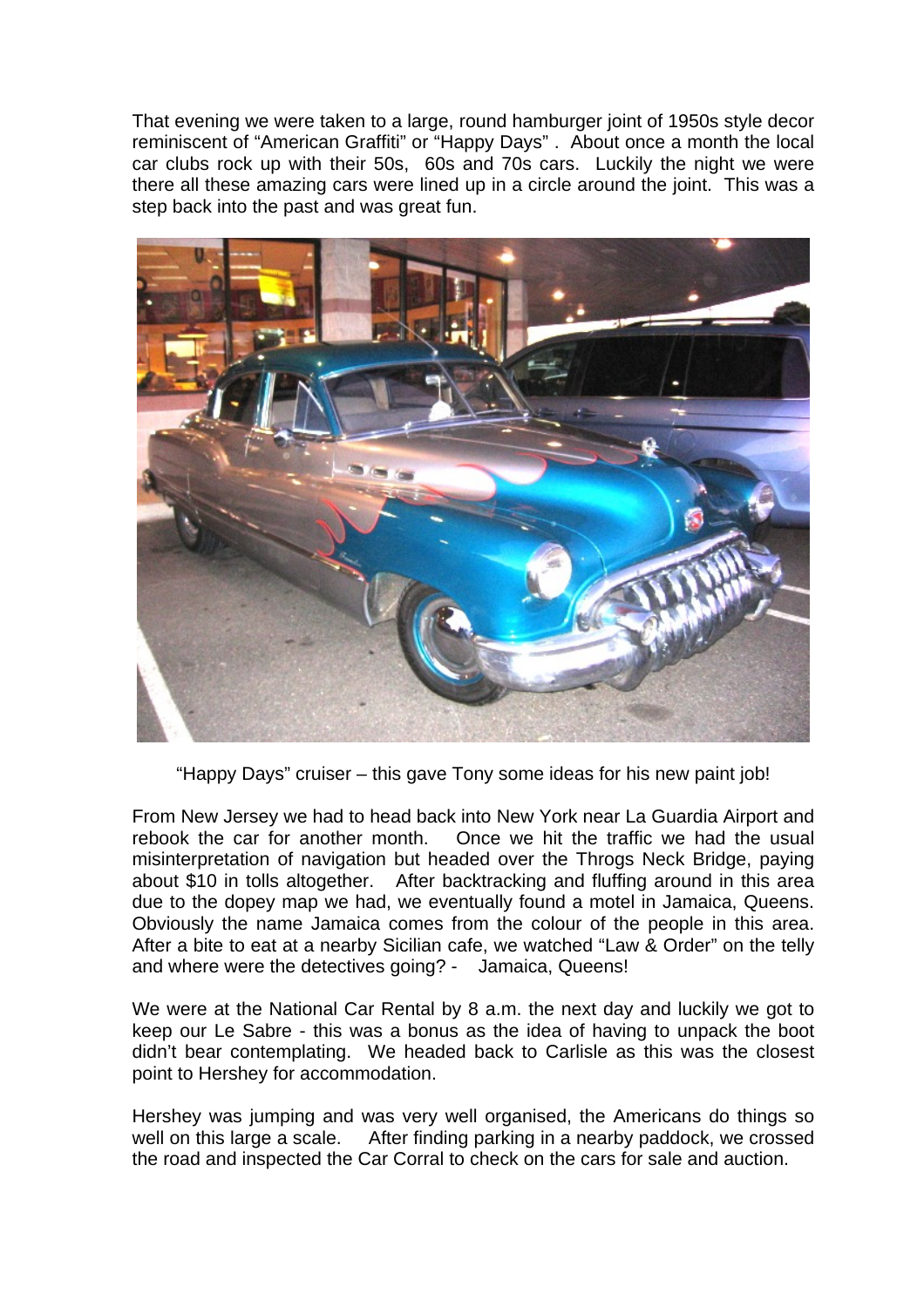That evening we were taken to a large, round hamburger joint of 1950s style decor reminiscent of "American Graffiti" or "Happy Days" . About once a month the local car clubs rock up with their 50s, 60s and 70s cars. Luckily the night we were there all these amazing cars were lined up in a circle around the joint. This was a step back into the past and was great fun.

"Happy Days" cruiser – this gave Tony some ideas for his new paint job!

From New Jersey we had to head back into New York near La Guardia Airport and rebook the car for another month. Once we hit the traffic we had the usual misinterpretation of navigation but headed over the Throgs Neck Bridge, paying about $10 in tolls altogether. After backtracking and fluffing around in this area due to the dopey map we had, we eventually found a motel in Jamaica, Queens. Obviously the name Jamaica comes from the colour of the people in this area. After a bite to eat at a nearby Sicilian cafe, we watched "Law & Order" on the telly and where were the detectives going? - Jamaica, Queens!

We were at the National Car Rental by 8 a.m. the next day and luckily we got to keep our Le Sabre - this was a bonus as the idea of having to unpack the boot didn't bear contemplating. We headed back to Carlisle as this was the closest point to Hershey for accommodation.

Hershey was jumping and was very well organised, the Americans do things so well on this large a scale. After finding parking in a nearby paddock, we crossed the road and inspected the Car Corral to check on the cars for sale and auction.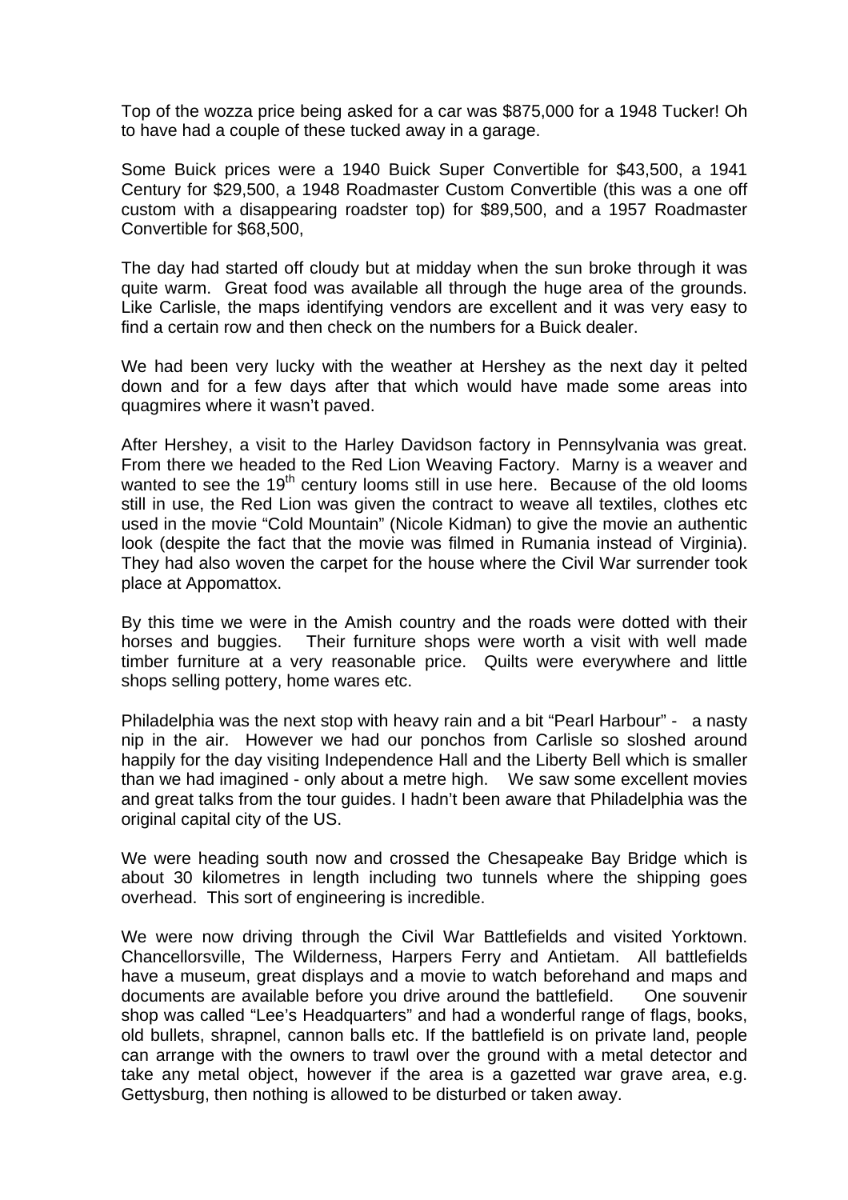Top of the wozza price being asked for a car was $875,000 for a 1948 Tucker! Oh to have had a couple of these tucked away in a garage.

Some Buick prices were a 1940 Buick Super Convertible for $43,500, a 1941 Century for $29,500, a 1948 Roadmaster Custom Convertible (this was a one off custom with a disappearing roadster top) for $89,500, and a 1957 Roadmaster Convertible for $68,500,

The day had started off cloudy but at midday when the sun broke through it was quite warm. Great food was available all through the huge area of the grounds. Like Carlisle, the maps identifying vendors are excellent and it was very easy to find a certain row and then check on the numbers for a Buick dealer.

We had been very lucky with the weather at Hershey as the next day it pelted down and for a few days after that which would have made some areas into quagmires where it wasn't paved.

After Hershey, a visit to the Harley Davidson factory in Pennsylvania was great. From there we headed to the Red Lion Weaving Factory. Marny is a weaver and wanted to see the 19th century looms still in use here. Because of the old looms still in use, the Red Lion was given the contract to weave all textiles, clothes etc used in the movie "Cold Mountain" (Nicole Kidman) to give the movie an authentic look (despite the fact that the movie was filmed in Rumania instead of Virginia). They had also woven the carpet for the house where the Civil War surrender took place at Appomattox.

By this time we were in the Amish country and the roads were dotted with their horses and buggies. Their furniture shops were worth a visit with well made timber furniture at a very reasonable price. Quilts were everywhere and little shops selling pottery, home wares etc.

Philadelphia was the next stop with heavy rain and a bit "Pearl Harbour" - a nasty nip in the air. However we had our ponchos from Carlisle so sloshed around happily for the day visiting Independence Hall and the Liberty Bell which is smaller than we had imagined - only about a metre high. We saw some excellent movies and great talks from the tour guides. I hadn't been aware that Philadelphia was the original capital city of the US.

We were heading south now and crossed the Chesapeake Bay Bridge which is about 30 kilometres in length including two tunnels where the shipping goes overhead. This sort of engineering is incredible.

We were now driving through the Civil War Battlefields and visited Yorktown. Chancellorsville, The Wilderness, Harpers Ferry and Antietam. All battlefields have a museum, great displays and a movie to watch beforehand and maps and documents are available before you drive around the battlefield. One souvenir shop was called "Lee's Headquarters" and had a wonderful range of flags, books, old bullets, shrapnel, cannon balls etc. If the battlefield is on private land, people can arrange with the owners to trawl over the ground with a metal detector and take any metal object, however if the area is a gazetted war grave area, e.g. Gettysburg, then nothing is allowed to be disturbed or taken away.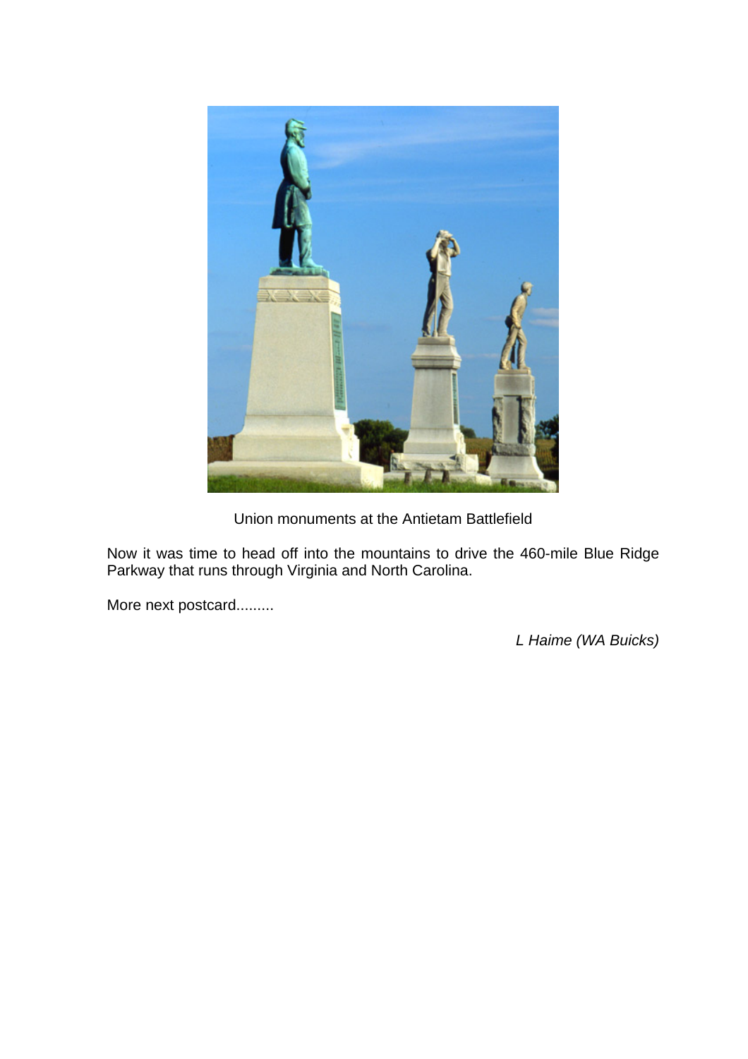Union monuments at the Antietam Battlefield

Now it was time to head off into the mountains to drive the 460-mile Blue Ridge Parkway that runs through Virginia and North Carolina.

More next postcard.........

*L Haime (WA Buicks)*